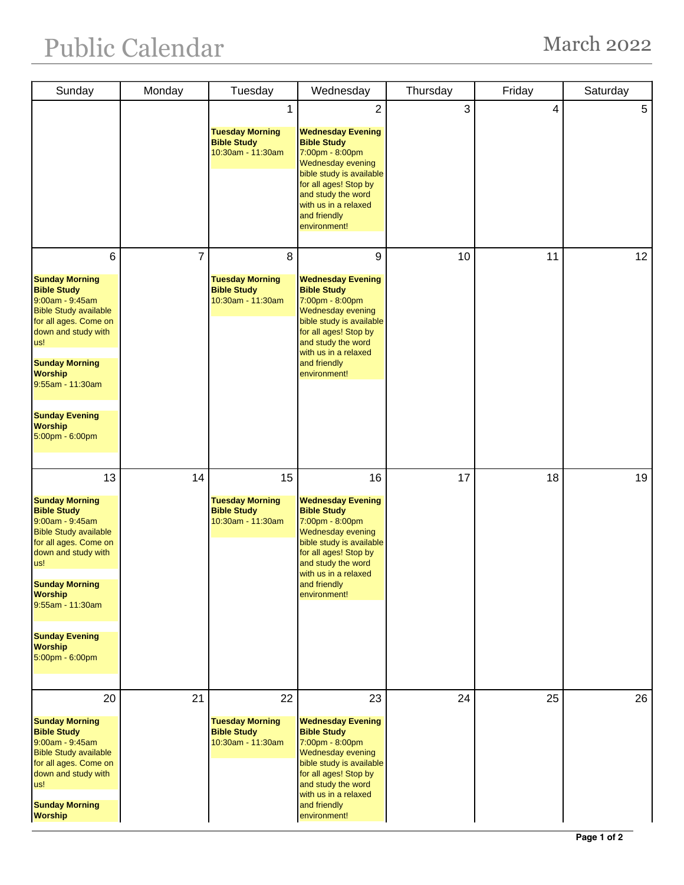# Public Calendar

## March 2022

| Sunday | Monday | Tuesday | Wednesday | Thursday | Friday | Saturday |
|---|---|---|---|---|---|---|
| | | 1<br><br>**Tuesday Morning Bible Study**<br>10:30am - 11:30am | 2<br><br>**Wednesday Evening Bible Study**<br>7:00pm - 8:00pm<br>Wednesday evening bible study is available for all ages! Stop by and study the word with us in a relaxed and friendly environment! | 3 | 4 | 5 |
| 6<br><br>**Sunday Morning Bible Study**<br>9:00am - 9:45am<br>Bible Study available for all ages. Come on down and study with us!<br><br>**Sunday Morning Worship**<br>9:55am - 11:30am<br><br>**Sunday Evening Worship**<br>5:00pm - 6:00pm | 7 | 8<br><br>**Tuesday Morning Bible Study**<br>10:30am - 11:30am | 9<br><br>**Wednesday Evening Bible Study**<br>7:00pm - 8:00pm<br>Wednesday evening bible study is available for all ages! Stop by and study the word with us in a relaxed and friendly environment! | 10 | 11 | 12 |
| 13<br><br>**Sunday Morning Bible Study**<br>9:00am - 9:45am<br>Bible Study available for all ages. Come on down and study with us!<br><br>**Sunday Morning Worship**<br>9:55am - 11:30am<br><br>**Sunday Evening Worship**<br>5:00pm - 6:00pm | 14 | 15<br><br>**Tuesday Morning Bible Study**<br>10:30am - 11:30am | 16<br><br>**Wednesday Evening Bible Study**<br>7:00pm - 8:00pm<br>Wednesday evening bible study is available for all ages! Stop by and study the word with us in a relaxed and friendly environment! | 17 | 18 | 19 |
| 20<br><br>**Sunday Morning Bible Study**<br>9:00am - 9:45am<br>Bible Study available for all ages. Come on down and study with us!<br><br>**Sunday Morning Worship** | 21 | 22<br><br>**Tuesday Morning Bible Study**<br>10:30am - 11:30am | 23<br><br>**Wednesday Evening Bible Study**<br>7:00pm - 8:00pm<br>Wednesday evening bible study is available for all ages! Stop by and study the word with us in a relaxed and friendly environment! | 24 | 25 | 26 |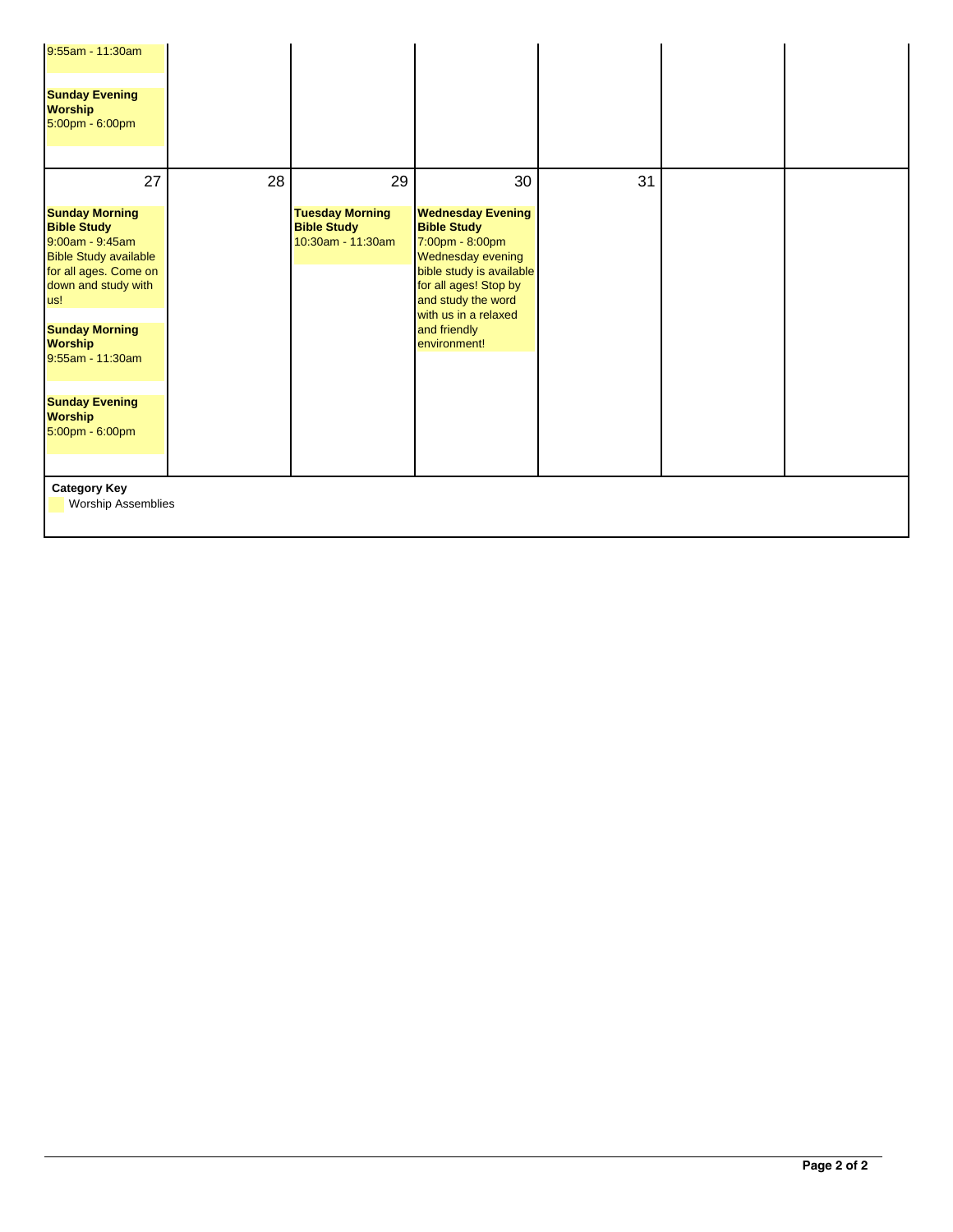| | | | | | | |
|---|---|---|---|---|---|---|
| 9:55am - 11:30am<br><br>**Sunday Evening Worship**<br>5:00pm - 6:00pm | | | | | | |
| 27<br><br>**Sunday Morning Bible Study**<br>9:00am - 9:45am<br>Bible Study available for all ages. Come on down and study with us!<br><br>**Sunday Morning Worship**<br>9:55am - 11:30am<br><br>**Sunday Evening Worship**<br>5:00pm - 6:00pm | 28 | 29<br><br>**Tuesday Morning Bible Study**<br>10:30am - 11:30am | 30<br><br>**Wednesday Evening Bible Study**<br>7:00pm - 8:00pm<br>Wednesday evening bible study is available for all ages! Stop by and study the word with us in a relaxed and friendly environment! | 31 | | |

**Category Key**

Worship Assemblies